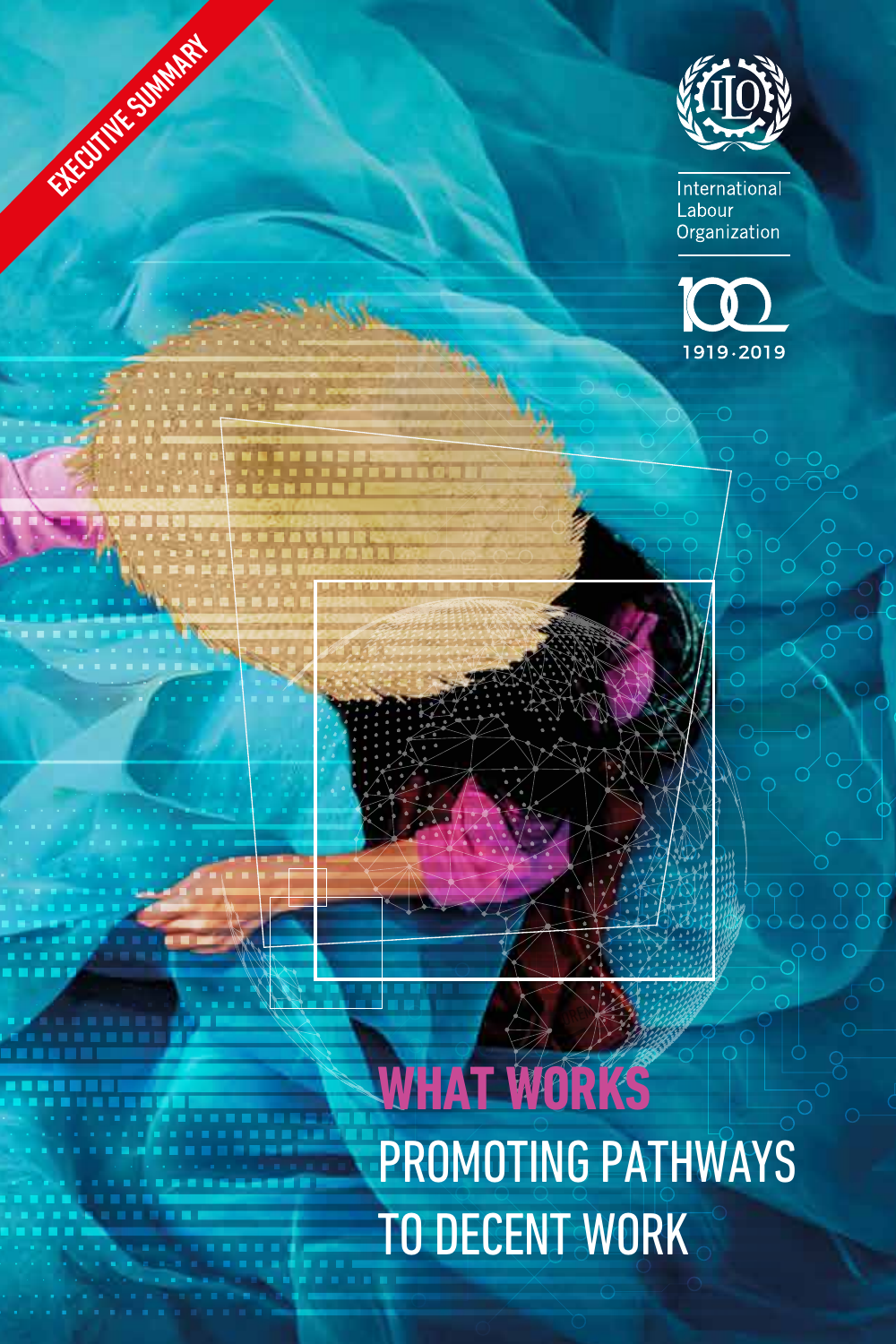EXECUTIVE SUMMARY

International Labour Organization

100

1919·2019

# WHAT WORKS

# PROMOTING PATHWAYS TO DECENT WORK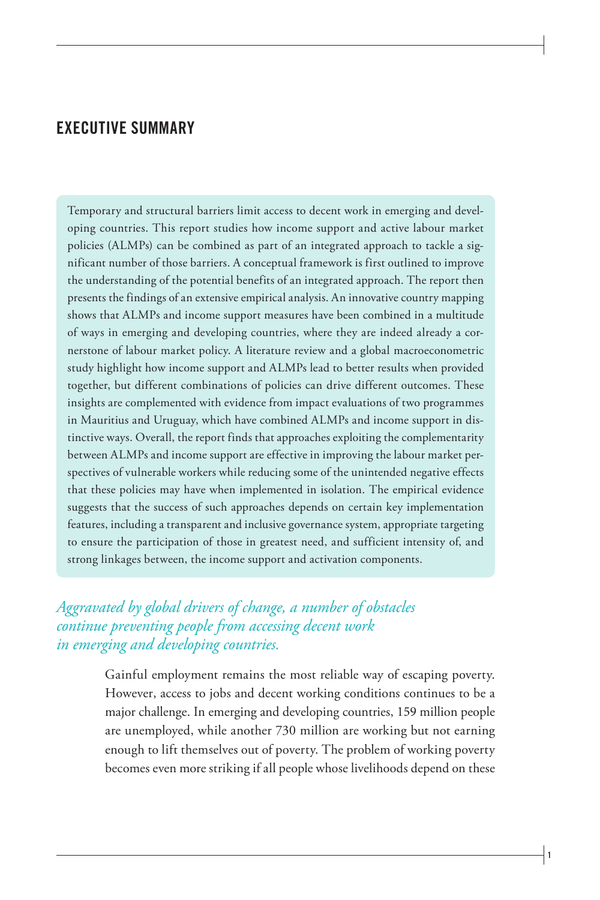## EXECUTIVE SUMMARY

Temporary and structural barriers limit access to decent work in emerging and developing countries. This report studies how income support and active labour market policies (ALMPs) can be combined as part of an integrated approach to tackle a significant number of those barriers. A conceptual framework is first outlined to improve the understanding of the potential benefits of an integrated approach. The report then presents the findings of an extensive empirical analysis. An innovative country mapping shows that ALMPs and income support measures have been combined in a multitude of ways in emerging and developing countries, where they are indeed already a cornerstone of labour market policy. A literature review and a global macroeconometric study highlight how income support and ALMPs lead to better results when provided together, but different combinations of policies can drive different outcomes. These insights are complemented with evidence from impact evaluations of two programmes in Mauritius and Uruguay, which have combined ALMPs and income support in distinctive ways. Overall, the report finds that approaches exploiting the complementarity between ALMPs and income support are effective in improving the labour market perspectives of vulnerable workers while reducing some of the unintended negative effects that these policies may have when implemented in isolation. The empirical evidence suggests that the success of such approaches depends on certain key implementation features, including a transparent and inclusive governance system, appropriate targeting to ensure the participation of those in greatest need, and sufficient intensity of, and strong linkages between, the income support and activation components.

*Aggravated by global drivers of change, a number of obstacles continue preventing people from accessing decent work in emerging and developing countries.*

Gainful employment remains the most reliable way of escaping poverty. However, access to jobs and decent working conditions continues to be a major challenge. In emerging and developing countries, 159 million people are unemployed, while another 730 million are working but not earning enough to lift themselves out of poverty. The problem of working poverty becomes even more striking if all people whose livelihoods depend on these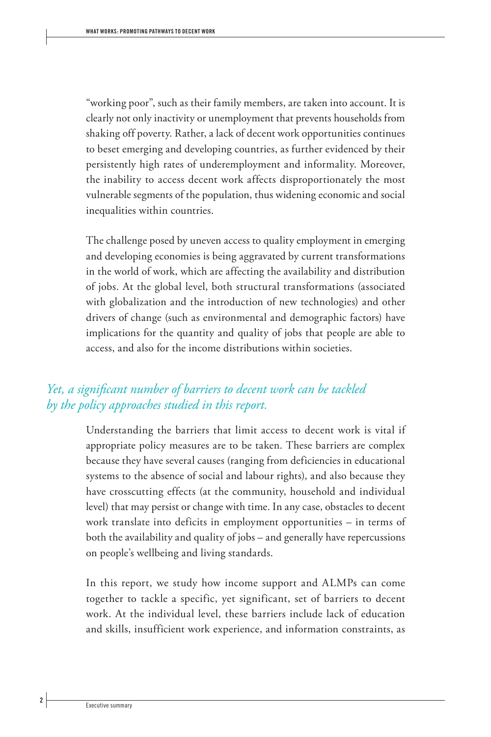"working poor", such as their family members, are taken into account. It is clearly not only inactivity or unemployment that prevents households from shaking off poverty. Rather, a lack of decent work opportunities continues to beset emerging and developing countries, as further evidenced by their persistently high rates of underemployment and informality. Moreover, the inability to access decent work affects disproportionately the most vulnerable segments of the population, thus widening economic and social inequalities within countries.

The challenge posed by uneven access to quality employment in emerging and developing economies is being aggravated by current transformations in the world of work, which are affecting the availability and distribution of jobs. At the global level, both structural transformations (associated with globalization and the introduction of new technologies) and other drivers of change (such as environmental and demographic factors) have implications for the quantity and quality of jobs that people are able to access, and also for the income distributions within societies.

### *Yet, a significant number of barriers to decent work can be tackled by the policy approaches studied in this report.*

Understanding the barriers that limit access to decent work is vital if appropriate policy measures are to be taken. These barriers are complex because they have several causes (ranging from deficiencies in educational systems to the absence of social and labour rights), and also because they have crosscutting effects (at the community, household and individual level) that may persist or change with time. In any case, obstacles to decent work translate into deficits in employment opportunities – in terms of both the availability and quality of jobs – and generally have repercussions on people's wellbeing and living standards.

In this report, we study how income support and ALMPs can come together to tackle a specific, yet significant, set of barriers to decent work. At the individual level, these barriers include lack of education and skills, insufficient work experience, and information constraints, as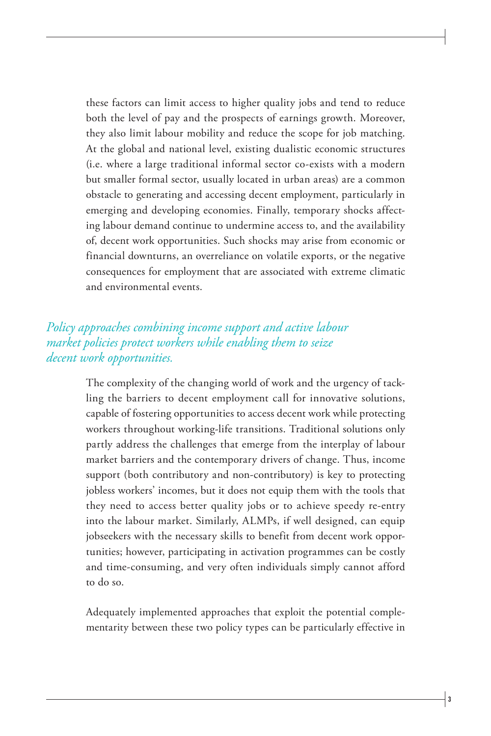these factors can limit access to higher quality jobs and tend to reduce both the level of pay and the prospects of earnings growth. Moreover, they also limit labour mobility and reduce the scope for job matching. At the global and national level, existing dualistic economic structures (i.e. where a large traditional informal sector co-exists with a modern but smaller formal sector, usually located in urban areas) are a common obstacle to generating and accessing decent employment, particularly in emerging and developing economies. Finally, temporary shocks affecting labour demand continue to undermine access to, and the availability of, decent work opportunities. Such shocks may arise from economic or financial downturns, an overreliance on volatile exports, or the negative consequences for employment that are associated with extreme climatic and environmental events.

## *Policy approaches combining income support and active labour market policies protect workers while enabling them to seize decent work opportunities.*

The complexity of the changing world of work and the urgency of tackling the barriers to decent employment call for innovative solutions, capable of fostering opportunities to access decent work while protecting workers throughout working-life transitions. Traditional solutions only partly address the challenges that emerge from the interplay of labour market barriers and the contemporary drivers of change. Thus, income support (both contributory and non-contributory) is key to protecting jobless workers' incomes, but it does not equip them with the tools that they need to access better quality jobs or to achieve speedy re-entry into the labour market. Similarly, ALMPs, if well designed, can equip jobseekers with the necessary skills to benefit from decent work opportunities; however, participating in activation programmes can be costly and time-consuming, and very often individuals simply cannot afford to do so.

Adequately implemented approaches that exploit the potential complementarity between these two policy types can be particularly effective in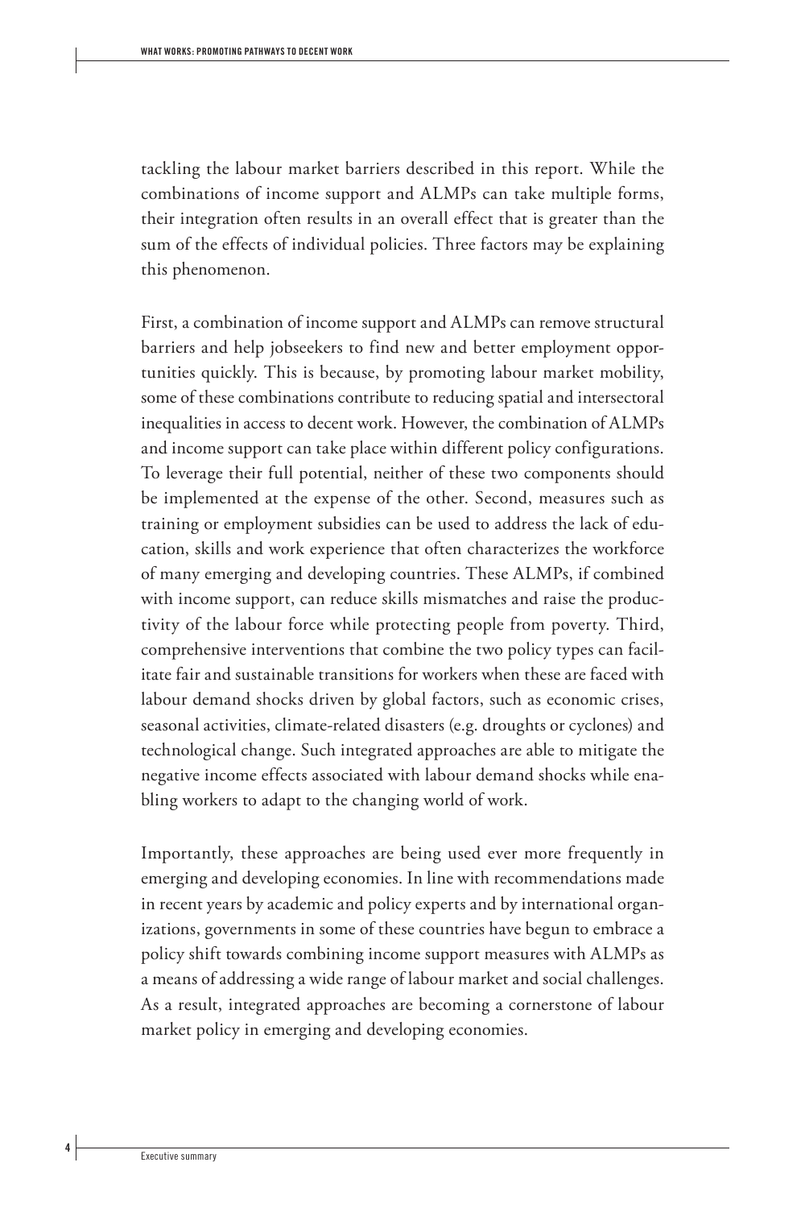tackling the labour market barriers described in this report. While the combinations of income support and ALMPs can take multiple forms, their integration often results in an overall effect that is greater than the sum of the effects of individual policies. Three factors may be explaining this phenomenon.

First, a combination of income support and ALMPs can remove structural barriers and help jobseekers to find new and better employment opportunities quickly. This is because, by promoting labour market mobility, some of these combinations contribute to reducing spatial and intersectoral inequalities in access to decent work. However, the combination of ALMPs and income support can take place within different policy configurations. To leverage their full potential, neither of these two components should be implemented at the expense of the other. Second, measures such as training or employment subsidies can be used to address the lack of education, skills and work experience that often characterizes the workforce of many emerging and developing countries. These ALMPs, if combined with income support, can reduce skills mismatches and raise the productivity of the labour force while protecting people from poverty. Third, comprehensive interventions that combine the two policy types can facilitate fair and sustainable transitions for workers when these are faced with labour demand shocks driven by global factors, such as economic crises, seasonal activities, climate-related disasters (e.g. droughts or cyclones) and technological change. Such integrated approaches are able to mitigate the negative income effects associated with labour demand shocks while enabling workers to adapt to the changing world of work.

Importantly, these approaches are being used ever more frequently in emerging and developing economies. In line with recommendations made in recent years by academic and policy experts and by international organizations, governments in some of these countries have begun to embrace a policy shift towards combining income support measures with ALMPs as a means of addressing a wide range of labour market and social challenges. As a result, integrated approaches are becoming a cornerstone of labour market policy in emerging and developing economies.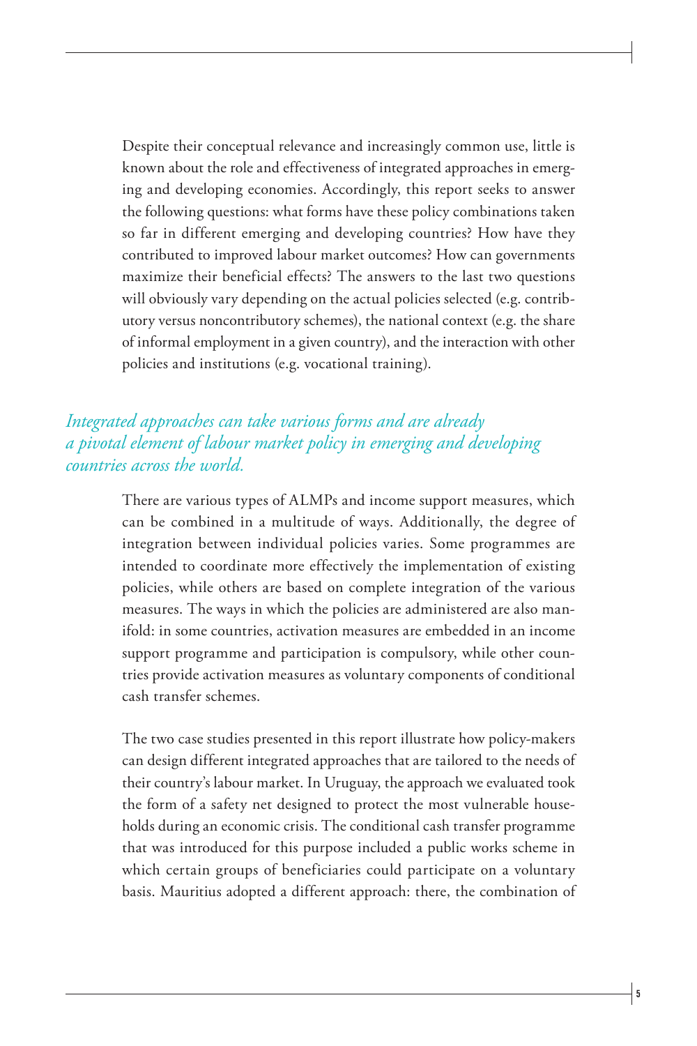Despite their conceptual relevance and increasingly common use, little is known about the role and effectiveness of integrated approaches in emerging and developing economies. Accordingly, this report seeks to answer the following questions: what forms have these policy combinations taken so far in different emerging and developing countries? How have they contributed to improved labour market outcomes? How can governments maximize their beneficial effects? The answers to the last two questions will obviously vary depending on the actual policies selected (e.g. contributory versus noncontributory schemes), the national context (e.g. the share of informal employment in a given country), and the interaction with other policies and institutions (e.g. vocational training).

### *Integrated approaches can take various forms and are already a pivotal element of labour market policy in emerging and developing countries across the world.*

There are various types of ALMPs and income support measures, which can be combined in a multitude of ways. Additionally, the degree of integration between individual policies varies. Some programmes are intended to coordinate more effectively the implementation of existing policies, while others are based on complete integration of the various measures. The ways in which the policies are administered are also manifold: in some countries, activation measures are embedded in an income support programme and participation is compulsory, while other countries provide activation measures as voluntary components of conditional cash transfer schemes.

The two case studies presented in this report illustrate how policy-makers can design different integrated approaches that are tailored to the needs of their country's labour market. In Uruguay, the approach we evaluated took the form of a safety net designed to protect the most vulnerable households during an economic crisis. The conditional cash transfer programme that was introduced for this purpose included a public works scheme in which certain groups of beneficiaries could participate on a voluntary basis. Mauritius adopted a different approach: there, the combination of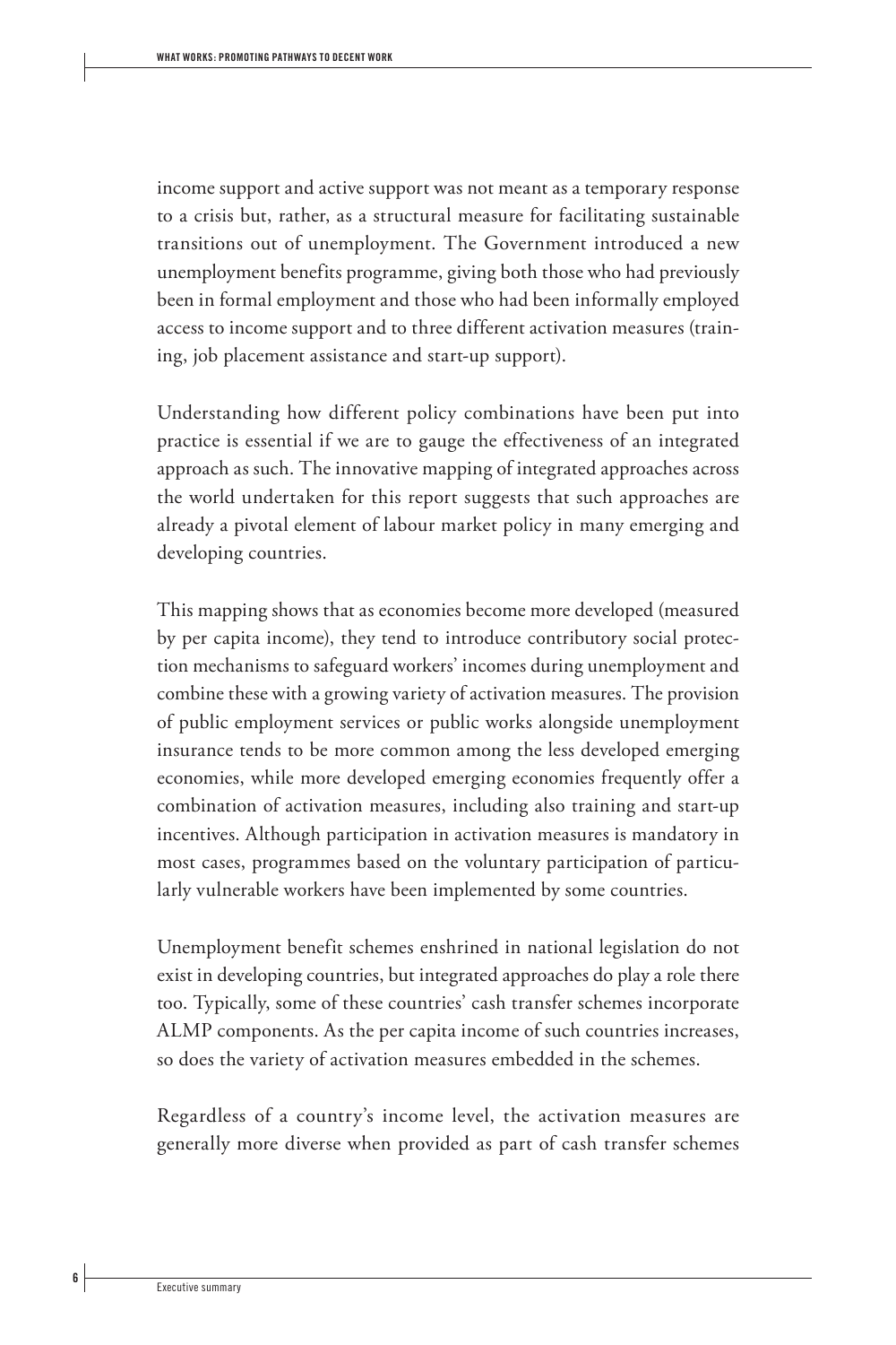income support and active support was not meant as a temporary response to a crisis but, rather, as a structural measure for facilitating sustainable transitions out of unemployment. The Government introduced a new unemployment benefits programme, giving both those who had previously been in formal employment and those who had been informally employed access to income support and to three different activation measures (training, job placement assistance and start-up support).

Understanding how different policy combinations have been put into practice is essential if we are to gauge the effectiveness of an integrated approach as such. The innovative mapping of integrated approaches across the world undertaken for this report suggests that such approaches are already a pivotal element of labour market policy in many emerging and developing countries.

This mapping shows that as economies become more developed (measured by per capita income), they tend to introduce contributory social protection mechanisms to safeguard workers' incomes during unemployment and combine these with a growing variety of activation measures. The provision of public employment services or public works alongside unemployment insurance tends to be more common among the less developed emerging economies, while more developed emerging economies frequently offer a combination of activation measures, including also training and start-up incentives. Although participation in activation measures is mandatory in most cases, programmes based on the voluntary participation of particularly vulnerable workers have been implemented by some countries.

Unemployment benefit schemes enshrined in national legislation do not exist in developing countries, but integrated approaches do play a role there too. Typically, some of these countries' cash transfer schemes incorporate ALMP components. As the per capita income of such countries increases, so does the variety of activation measures embedded in the schemes.

Regardless of a country's income level, the activation measures are generally more diverse when provided as part of cash transfer schemes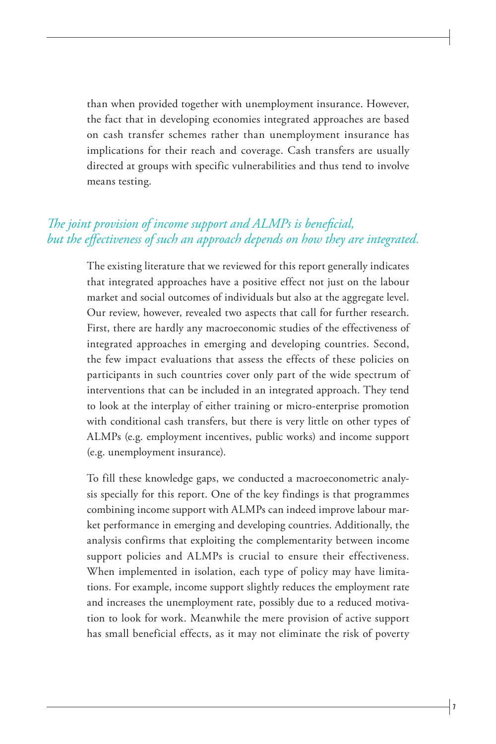than when provided together with unemployment insurance. However, the fact that in developing economies integrated approaches are based on cash transfer schemes rather than unemployment insurance has implications for their reach and coverage. Cash transfers are usually directed at groups with specific vulnerabilities and thus tend to involve means testing.

## *The joint provision of income support and ALMPs is beneficial, but the effectiveness of such an approach depends on how they are integrated.*

The existing literature that we reviewed for this report generally indicates that integrated approaches have a positive effect not just on the labour market and social outcomes of individuals but also at the aggregate level. Our review, however, revealed two aspects that call for further research. First, there are hardly any macroeconomic studies of the effectiveness of integrated approaches in emerging and developing countries. Second, the few impact evaluations that assess the effects of these policies on participants in such countries cover only part of the wide spectrum of interventions that can be included in an integrated approach. They tend to look at the interplay of either training or micro-enterprise promotion with conditional cash transfers, but there is very little on other types of ALMPs (e.g. employment incentives, public works) and income support (e.g. unemployment insurance).

To fill these knowledge gaps, we conducted a macroeconometric analysis specially for this report. One of the key findings is that programmes combining income support with ALMPs can indeed improve labour market performance in emerging and developing countries. Additionally, the analysis confirms that exploiting the complementarity between income support policies and ALMPs is crucial to ensure their effectiveness. When implemented in isolation, each type of policy may have limitations. For example, income support slightly reduces the employment rate and increases the unemployment rate, possibly due to a reduced motivation to look for work. Meanwhile the mere provision of active support has small beneficial effects, as it may not eliminate the risk of poverty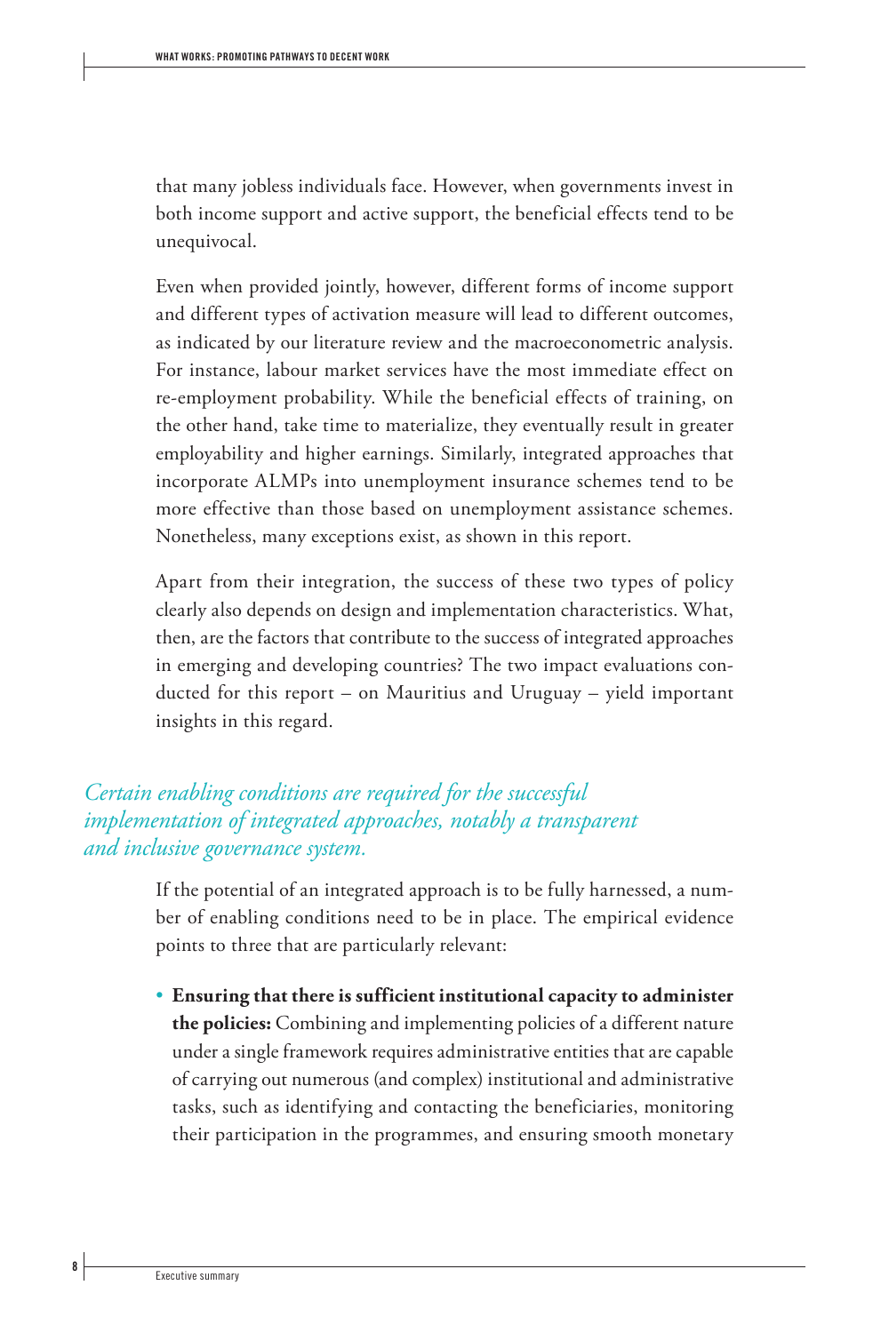that many jobless individuals face. However, when governments invest in both income support and active support, the beneficial effects tend to be unequivocal.

Even when provided jointly, however, different forms of income support and different types of activation measure will lead to different outcomes, as indicated by our literature review and the macroeconometric analysis. For instance, labour market services have the most immediate effect on re-employment probability. While the beneficial effects of training, on the other hand, take time to materialize, they eventually result in greater employability and higher earnings. Similarly, integrated approaches that incorporate ALMPs into unemployment insurance schemes tend to be more effective than those based on unemployment assistance schemes. Nonetheless, many exceptions exist, as shown in this report.

Apart from their integration, the success of these two types of policy clearly also depends on design and implementation characteristics. What, then, are the factors that contribute to the success of integrated approaches in emerging and developing countries? The two impact evaluations conducted for this report – on Mauritius and Uruguay – yield important insights in this regard.

*Certain enabling conditions are required for the successful implementation of integrated approaches, notably a transparent and inclusive governance system.*

If the potential of an integrated approach is to be fully harnessed, a number of enabling conditions need to be in place. The empirical evidence points to three that are particularly relevant:

- **Ensuring that there is sufficient institutional capacity to administer the policies:** Combining and implementing policies of a different nature under a single framework requires administrative entities that are capable of carrying out numerous (and complex) institutional and administrative tasks, such as identifying and contacting the beneficiaries, monitoring their participation in the programmes, and ensuring smooth monetary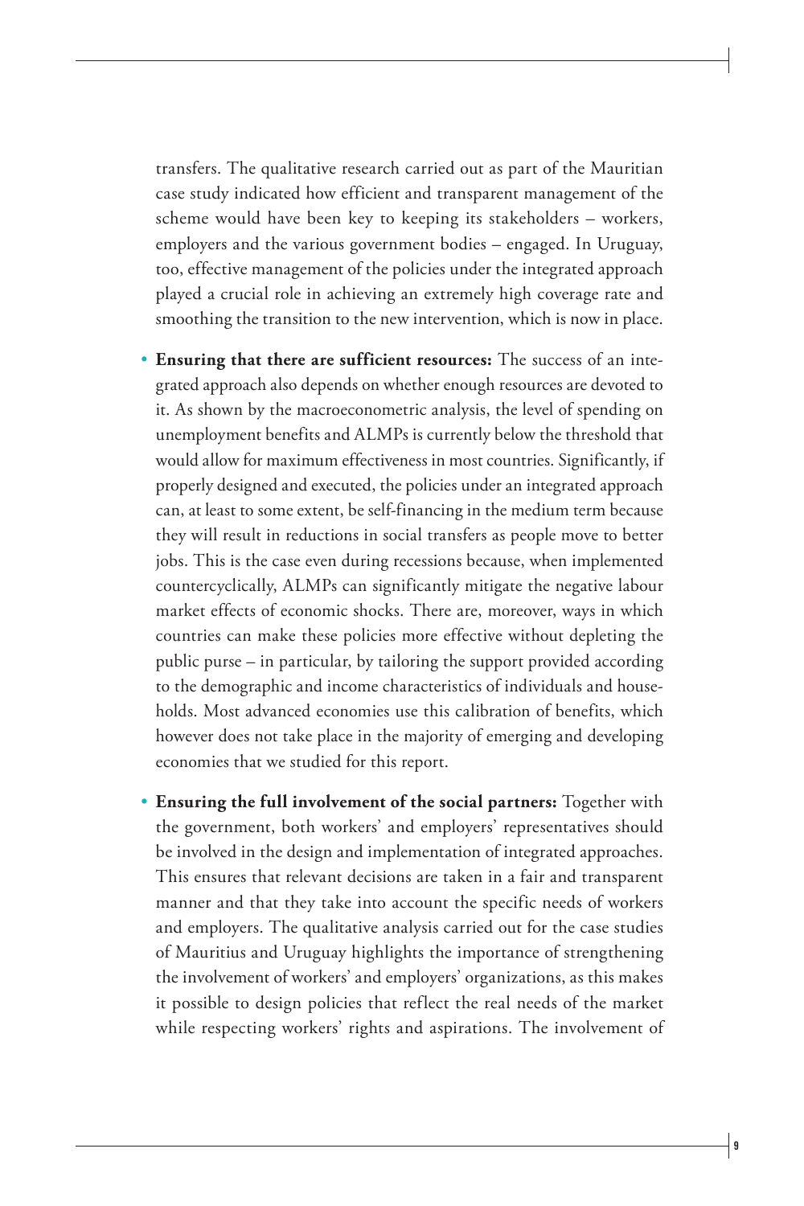transfers. The qualitative research carried out as part of the Mauritian case study indicated how efficient and transparent management of the scheme would have been key to keeping its stakeholders – workers, employers and the various government bodies – engaged. In Uruguay, too, effective management of the policies under the integrated approach played a crucial role in achieving an extremely high coverage rate and smoothing the transition to the new intervention, which is now in place.

- **Ensuring that there are sufficient resources:** The success of an integrated approach also depends on whether enough resources are devoted to it. As shown by the macroeconometric analysis, the level of spending on unemployment benefits and ALMPs is currently below the threshold that would allow for maximum effectiveness in most countries. Significantly, if properly designed and executed, the policies under an integrated approach can, at least to some extent, be self-financing in the medium term because they will result in reductions in social transfers as people move to better jobs. This is the case even during recessions because, when implemented countercyclically, ALMPs can significantly mitigate the negative labour market effects of economic shocks. There are, moreover, ways in which countries can make these policies more effective without depleting the public purse – in particular, by tailoring the support provided according to the demographic and income characteristics of individuals and households. Most advanced economies use this calibration of benefits, which however does not take place in the majority of emerging and developing economies that we studied for this report.

- **Ensuring the full involvement of the social partners:** Together with the government, both workers' and employers' representatives should be involved in the design and implementation of integrated approaches. This ensures that relevant decisions are taken in a fair and transparent manner and that they take into account the specific needs of workers and employers. The qualitative analysis carried out for the case studies of Mauritius and Uruguay highlights the importance of strengthening the involvement of workers' and employers' organizations, as this makes it possible to design policies that reflect the real needs of the market while respecting workers' rights and aspirations. The involvement of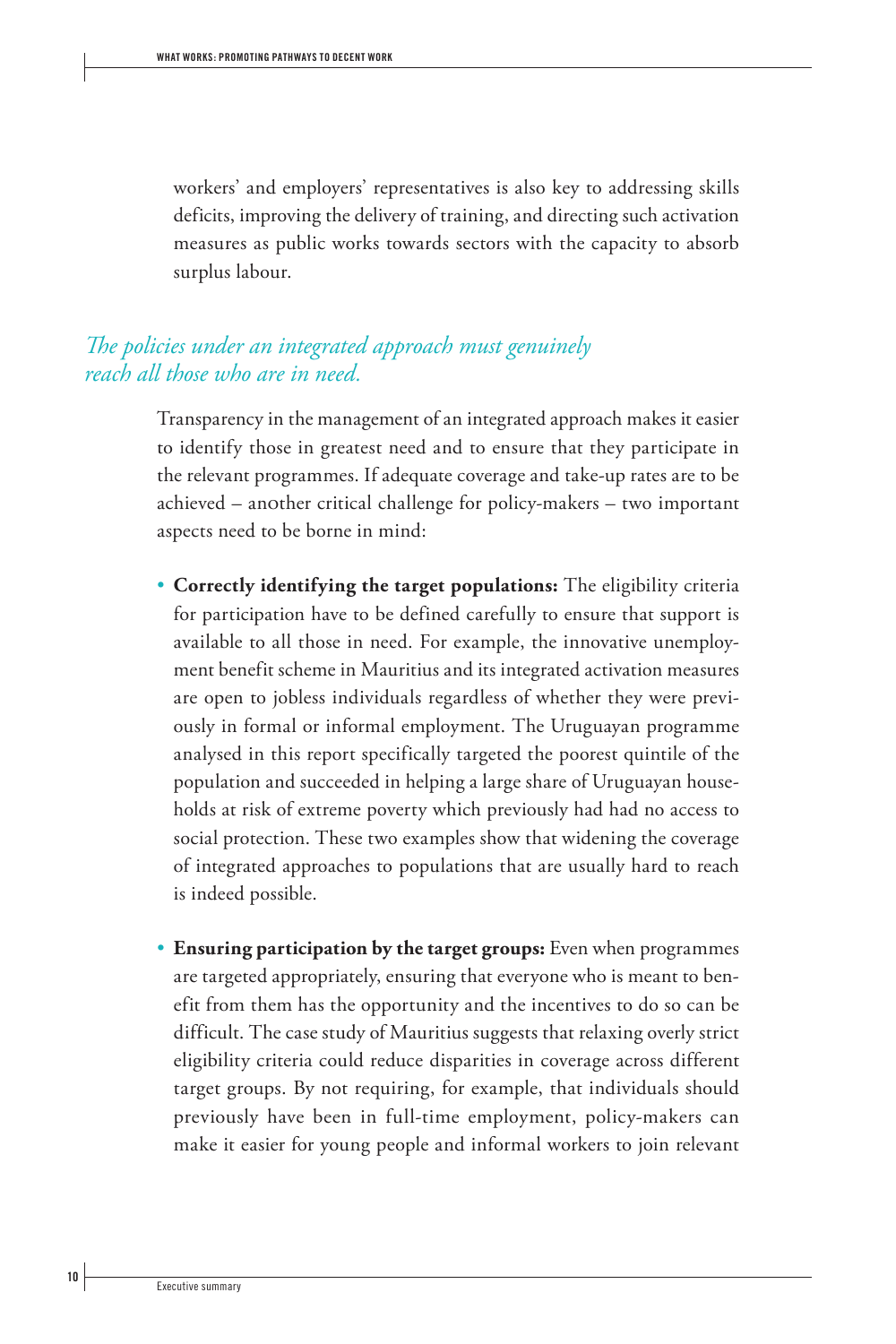workers' and employers' representatives is also key to addressing skills deficits, improving the delivery of training, and directing such activation measures as public works towards sectors with the capacity to absorb surplus labour.

### *The policies under an integrated approach must genuinely reach all those who are in need.*

Transparency in the management of an integrated approach makes it easier to identify those in greatest need and to ensure that they participate in the relevant programmes. If adequate coverage and take-up rates are to be achieved – another critical challenge for policy-makers – two important aspects need to be borne in mind:

- **Correctly identifying the target populations:** The eligibility criteria for participation have to be defined carefully to ensure that support is available to all those in need. For example, the innovative unemployment benefit scheme in Mauritius and its integrated activation measures are open to jobless individuals regardless of whether they were previously in formal or informal employment. The Uruguayan programme analysed in this report specifically targeted the poorest quintile of the population and succeeded in helping a large share of Uruguayan households at risk of extreme poverty which previously had had no access to social protection. These two examples show that widening the coverage of integrated approaches to populations that are usually hard to reach is indeed possible.

- **Ensuring participation by the target groups:** Even when programmes are targeted appropriately, ensuring that everyone who is meant to benefit from them has the opportunity and the incentives to do so can be difficult. The case study of Mauritius suggests that relaxing overly strict eligibility criteria could reduce disparities in coverage across different target groups. By not requiring, for example, that individuals should previously have been in full-time employment, policy-makers can make it easier for young people and informal workers to join relevant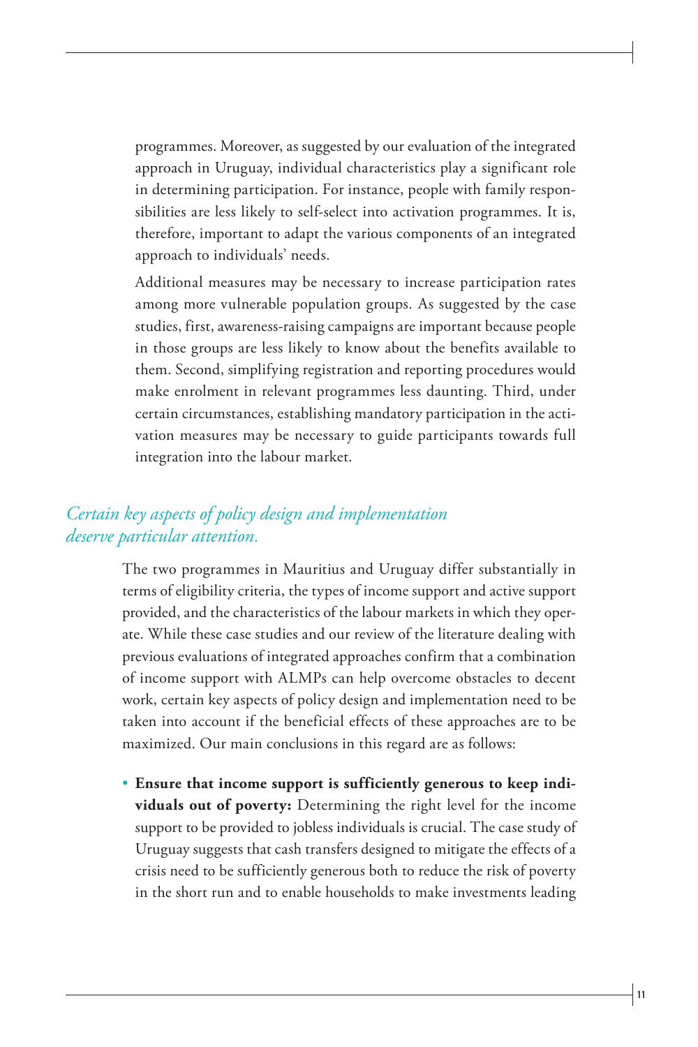programmes. Moreover, as suggested by our evaluation of the integrated approach in Uruguay, individual characteristics play a significant role in determining participation. For instance, people with family responsibilities are less likely to self-select into activation programmes. It is, therefore, important to adapt the various components of an integrated approach to individuals' needs.

Additional measures may be necessary to increase participation rates among more vulnerable population groups. As suggested by the case studies, first, awareness-raising campaigns are important because people in those groups are less likely to know about the benefits available to them. Second, simplifying registration and reporting procedures would make enrolment in relevant programmes less daunting. Third, under certain circumstances, establishing mandatory participation in the activation measures may be necessary to guide participants towards full integration into the labour market.

## *Certain key aspects of policy design and implementation deserve particular attention.*

The two programmes in Mauritius and Uruguay differ substantially in terms of eligibility criteria, the types of income support and active support provided, and the characteristics of the labour markets in which they operate. While these case studies and our review of the literature dealing with previous evaluations of integrated approaches confirm that a combination of income support with ALMPs can help overcome obstacles to decent work, certain key aspects of policy design and implementation need to be taken into account if the beneficial effects of these approaches are to be maximized. Our main conclusions in this regard are as follows:

- **Ensure that income support is sufficiently generous to keep individuals out of poverty:** Determining the right level for the income support to be provided to jobless individuals is crucial. The case study of Uruguay suggests that cash transfers designed to mitigate the effects of a crisis need to be sufficiently generous both to reduce the risk of poverty in the short run and to enable households to make investments leading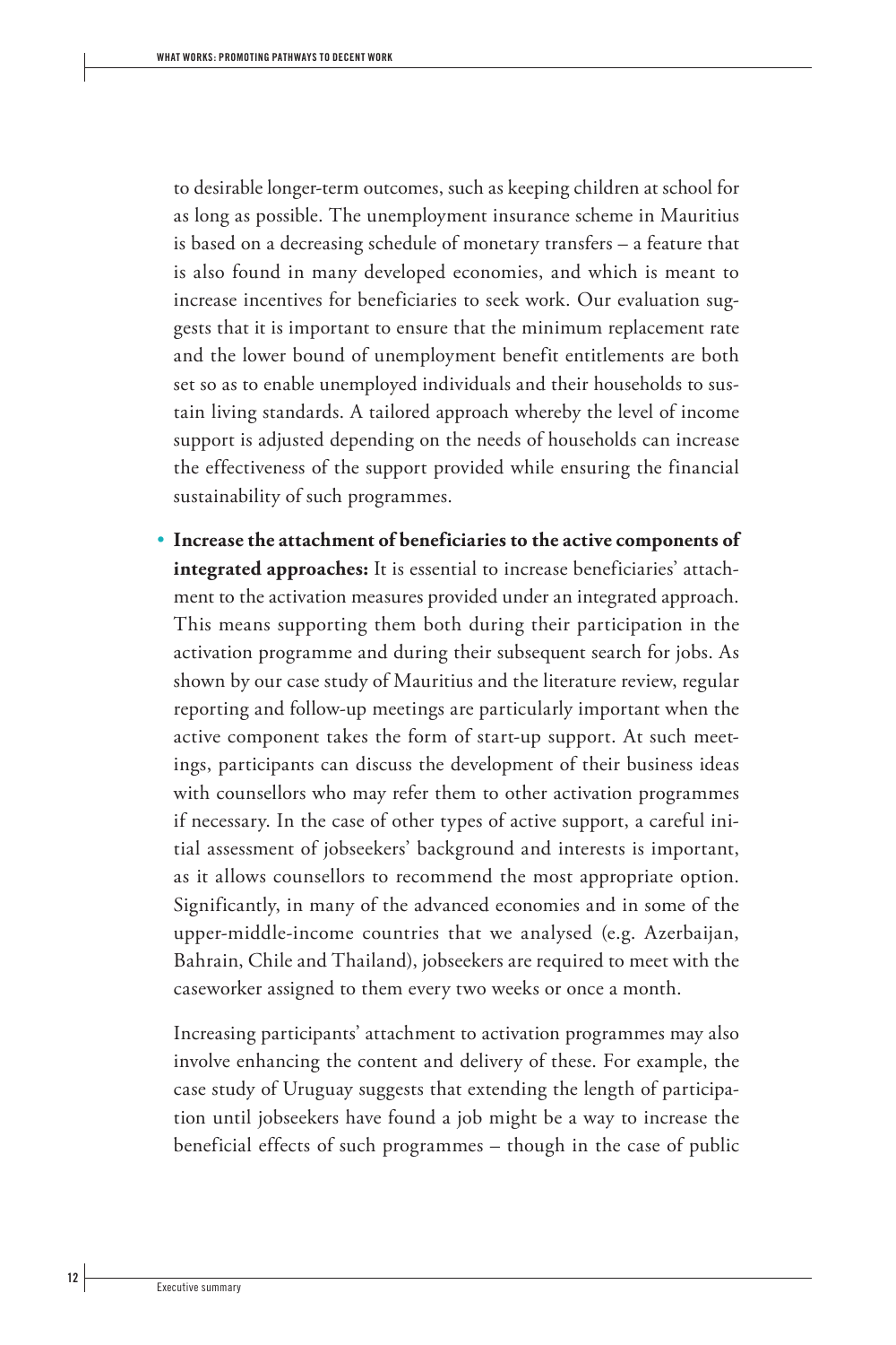to desirable longer-term outcomes, such as keeping children at school for as long as possible. The unemployment insurance scheme in Mauritius is based on a decreasing schedule of monetary transfers – a feature that is also found in many developed economies, and which is meant to increase incentives for beneficiaries to seek work. Our evaluation suggests that it is important to ensure that the minimum replacement rate and the lower bound of unemployment benefit entitlements are both set so as to enable unemployed individuals and their households to sustain living standards. A tailored approach whereby the level of income support is adjusted depending on the needs of households can increase the effectiveness of the support provided while ensuring the financial sustainability of such programmes.

- **Increase the attachment of beneficiaries to the active components of integrated approaches:** It is essential to increase beneficiaries' attachment to the activation measures provided under an integrated approach. This means supporting them both during their participation in the activation programme and during their subsequent search for jobs. As shown by our case study of Mauritius and the literature review, regular reporting and follow-up meetings are particularly important when the active component takes the form of start-up support. At such meetings, participants can discuss the development of their business ideas with counsellors who may refer them to other activation programmes if necessary. In the case of other types of active support, a careful initial assessment of jobseekers' background and interests is important, as it allows counsellors to recommend the most appropriate option. Significantly, in many of the advanced economies and in some of the upper-middle-income countries that we analysed (e.g. Azerbaijan, Bahrain, Chile and Thailand), jobseekers are required to meet with the caseworker assigned to them every two weeks or once a month.

  Increasing participants' attachment to activation programmes may also involve enhancing the content and delivery of these. For example, the case study of Uruguay suggests that extending the length of participation until jobseekers have found a job might be a way to increase the beneficial effects of such programmes – though in the case of public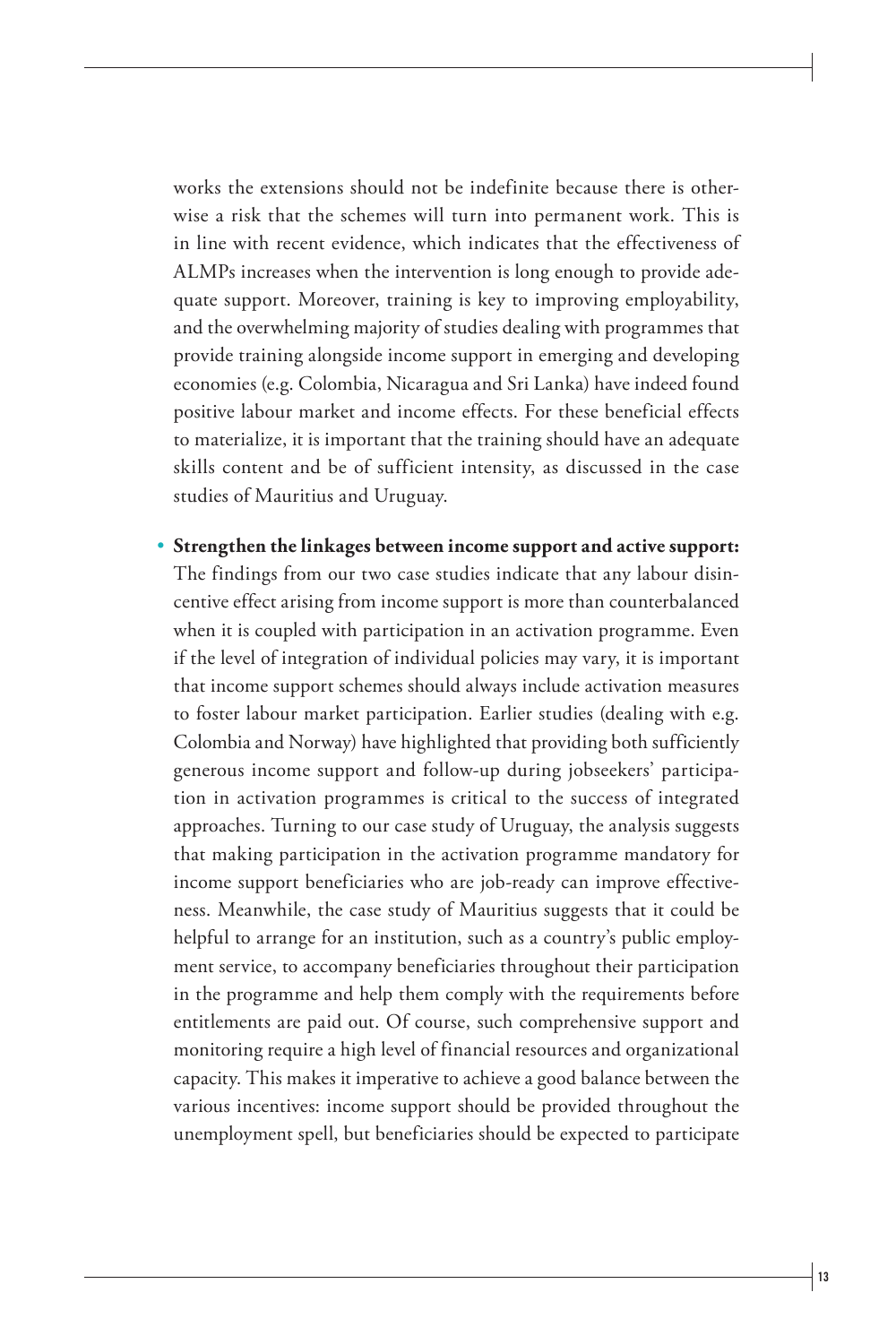works the extensions should not be indefinite because there is otherwise a risk that the schemes will turn into permanent work. This is in line with recent evidence, which indicates that the effectiveness of ALMPs increases when the intervention is long enough to provide adequate support. Moreover, training is key to improving employability, and the overwhelming majority of studies dealing with programmes that provide training alongside income support in emerging and developing economies (e.g. Colombia, Nicaragua and Sri Lanka) have indeed found positive labour market and income effects. For these beneficial effects to materialize, it is important that the training should have an adequate skills content and be of sufficient intensity, as discussed in the case studies of Mauritius and Uruguay.

- **Strengthen the linkages between income support and active support:** The findings from our two case studies indicate that any labour disincentive effect arising from income support is more than counterbalanced when it is coupled with participation in an activation programme. Even if the level of integration of individual policies may vary, it is important that income support schemes should always include activation measures to foster labour market participation. Earlier studies (dealing with e.g. Colombia and Norway) have highlighted that providing both sufficiently generous income support and follow-up during jobseekers' participation in activation programmes is critical to the success of integrated approaches. Turning to our case study of Uruguay, the analysis suggests that making participation in the activation programme mandatory for income support beneficiaries who are job-ready can improve effectiveness. Meanwhile, the case study of Mauritius suggests that it could be helpful to arrange for an institution, such as a country's public employment service, to accompany beneficiaries throughout their participation in the programme and help them comply with the requirements before entitlements are paid out. Of course, such comprehensive support and monitoring require a high level of financial resources and organizational capacity. This makes it imperative to achieve a good balance between the various incentives: income support should be provided throughout the unemployment spell, but beneficiaries should be expected to participate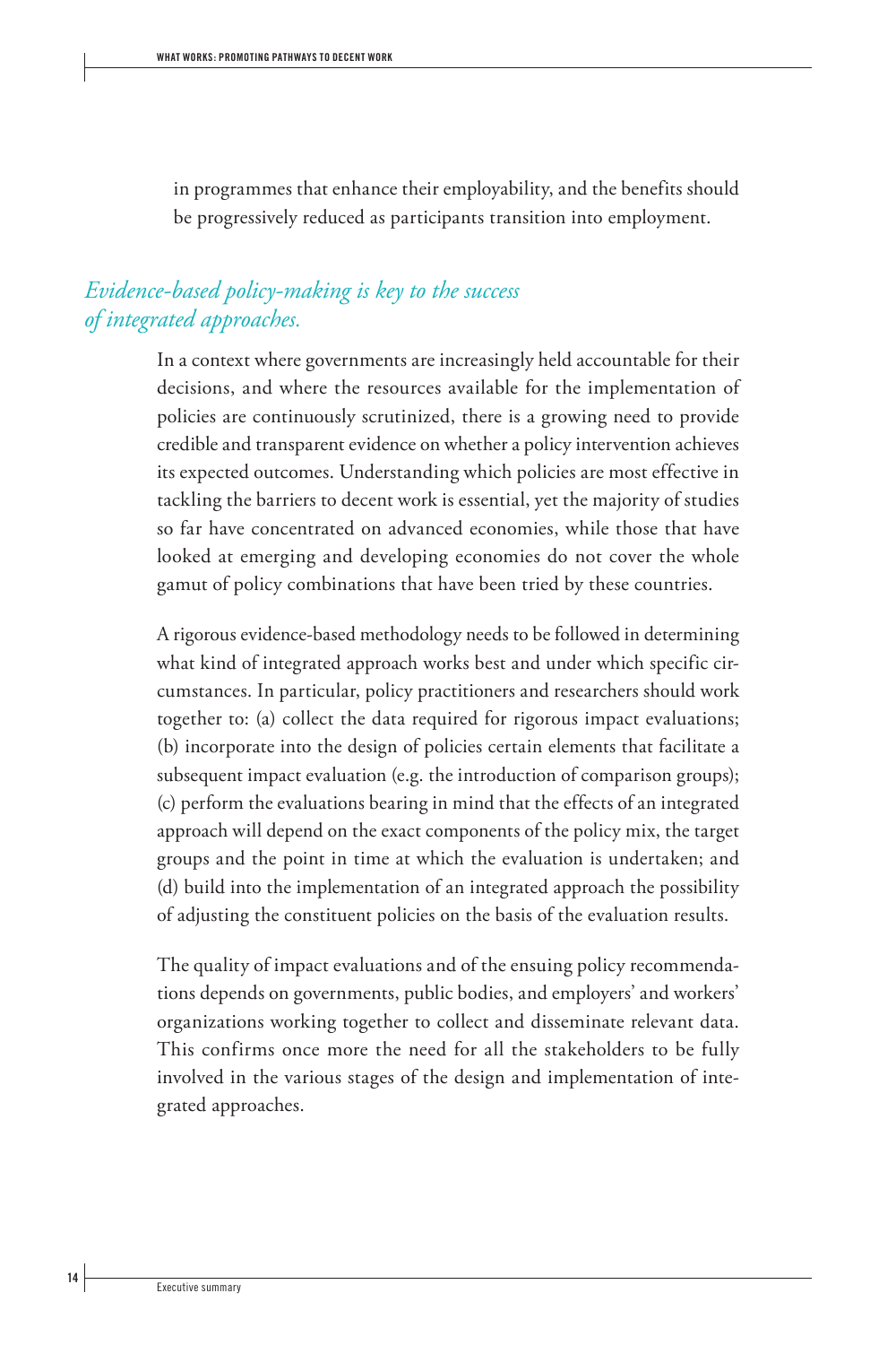in programmes that enhance their employability, and the benefits should be progressively reduced as participants transition into employment.

### *Evidence-based policy-making is key to the success of integrated approaches.*

In a context where governments are increasingly held accountable for their decisions, and where the resources available for the implementation of policies are continuously scrutinized, there is a growing need to provide credible and transparent evidence on whether a policy intervention achieves its expected outcomes. Understanding which policies are most effective in tackling the barriers to decent work is essential, yet the majority of studies so far have concentrated on advanced economies, while those that have looked at emerging and developing economies do not cover the whole gamut of policy combinations that have been tried by these countries.

A rigorous evidence-based methodology needs to be followed in determining what kind of integrated approach works best and under which specific circumstances. In particular, policy practitioners and researchers should work together to: (a) collect the data required for rigorous impact evaluations; (b) incorporate into the design of policies certain elements that facilitate a subsequent impact evaluation (e.g. the introduction of comparison groups); (c) perform the evaluations bearing in mind that the effects of an integrated approach will depend on the exact components of the policy mix, the target groups and the point in time at which the evaluation is undertaken; and (d) build into the implementation of an integrated approach the possibility of adjusting the constituent policies on the basis of the evaluation results.

The quality of impact evaluations and of the ensuing policy recommendations depends on governments, public bodies, and employers' and workers' organizations working together to collect and disseminate relevant data. This confirms once more the need for all the stakeholders to be fully involved in the various stages of the design and implementation of integrated approaches.